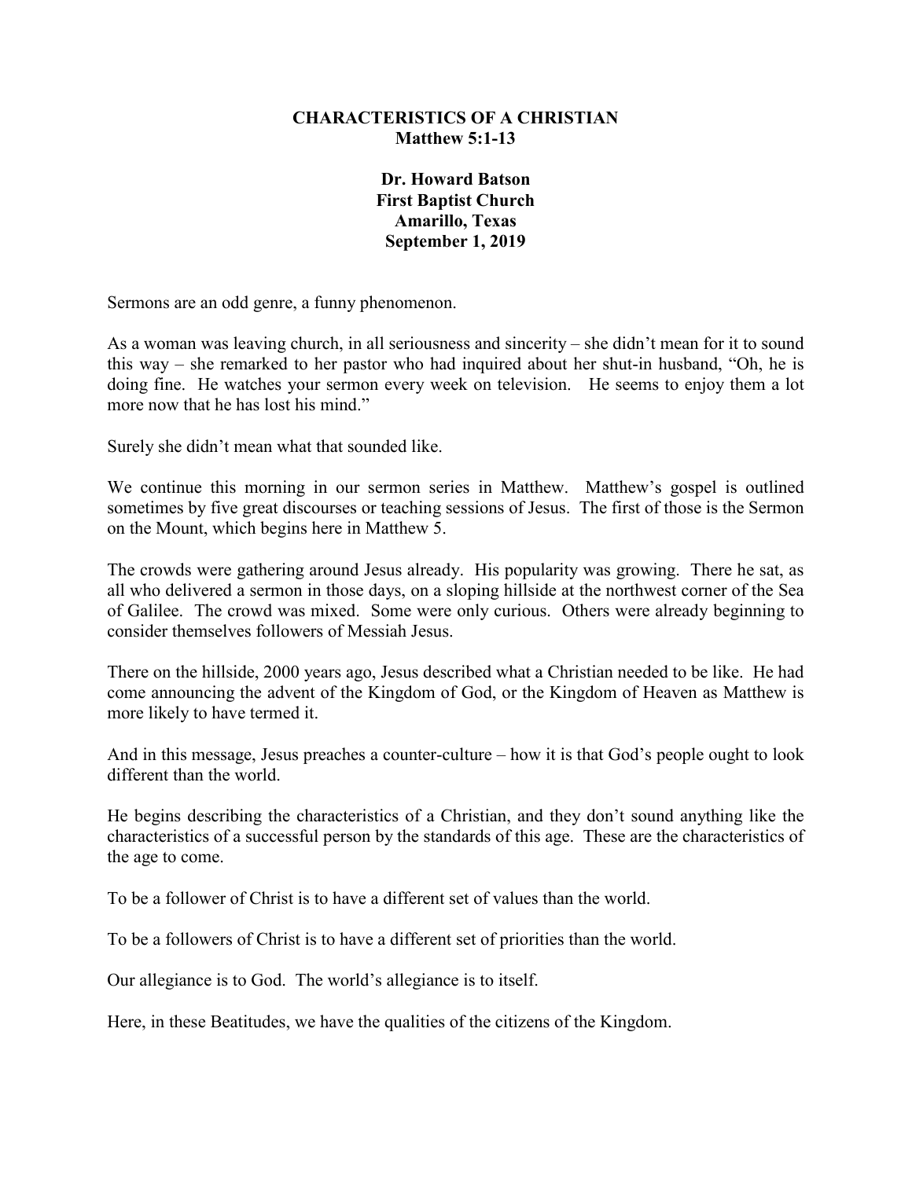**CHARACTERISTICS OF A CHRISTIAN**
**Matthew 5:1-13**

**Dr. Howard Batson**
**First Baptist Church**
**Amarillo, Texas**
**September 1, 2019**

Sermons are an odd genre, a funny phenomenon.

As a woman was leaving church, in all seriousness and sincerity – she didn't mean for it to sound this way – she remarked to her pastor who had inquired about her shut-in husband, "Oh, he is doing fine. He watches your sermon every week on television. He seems to enjoy them a lot more now that he has lost his mind."

Surely she didn't mean what that sounded like.

We continue this morning in our sermon series in Matthew. Matthew's gospel is outlined sometimes by five great discourses or teaching sessions of Jesus. The first of those is the Sermon on the Mount, which begins here in Matthew 5.

The crowds were gathering around Jesus already. His popularity was growing. There he sat, as all who delivered a sermon in those days, on a sloping hillside at the northwest corner of the Sea of Galilee. The crowd was mixed. Some were only curious. Others were already beginning to consider themselves followers of Messiah Jesus.

There on the hillside, 2000 years ago, Jesus described what a Christian needed to be like. He had come announcing the advent of the Kingdom of God, or the Kingdom of Heaven as Matthew is more likely to have termed it.

And in this message, Jesus preaches a counter-culture – how it is that God's people ought to look different than the world.

He begins describing the characteristics of a Christian, and they don't sound anything like the characteristics of a successful person by the standards of this age. These are the characteristics of the age to come.

To be a follower of Christ is to have a different set of values than the world.

To be a followers of Christ is to have a different set of priorities than the world.

Our allegiance is to God. The world's allegiance is to itself.

Here, in these Beatitudes, we have the qualities of the citizens of the Kingdom.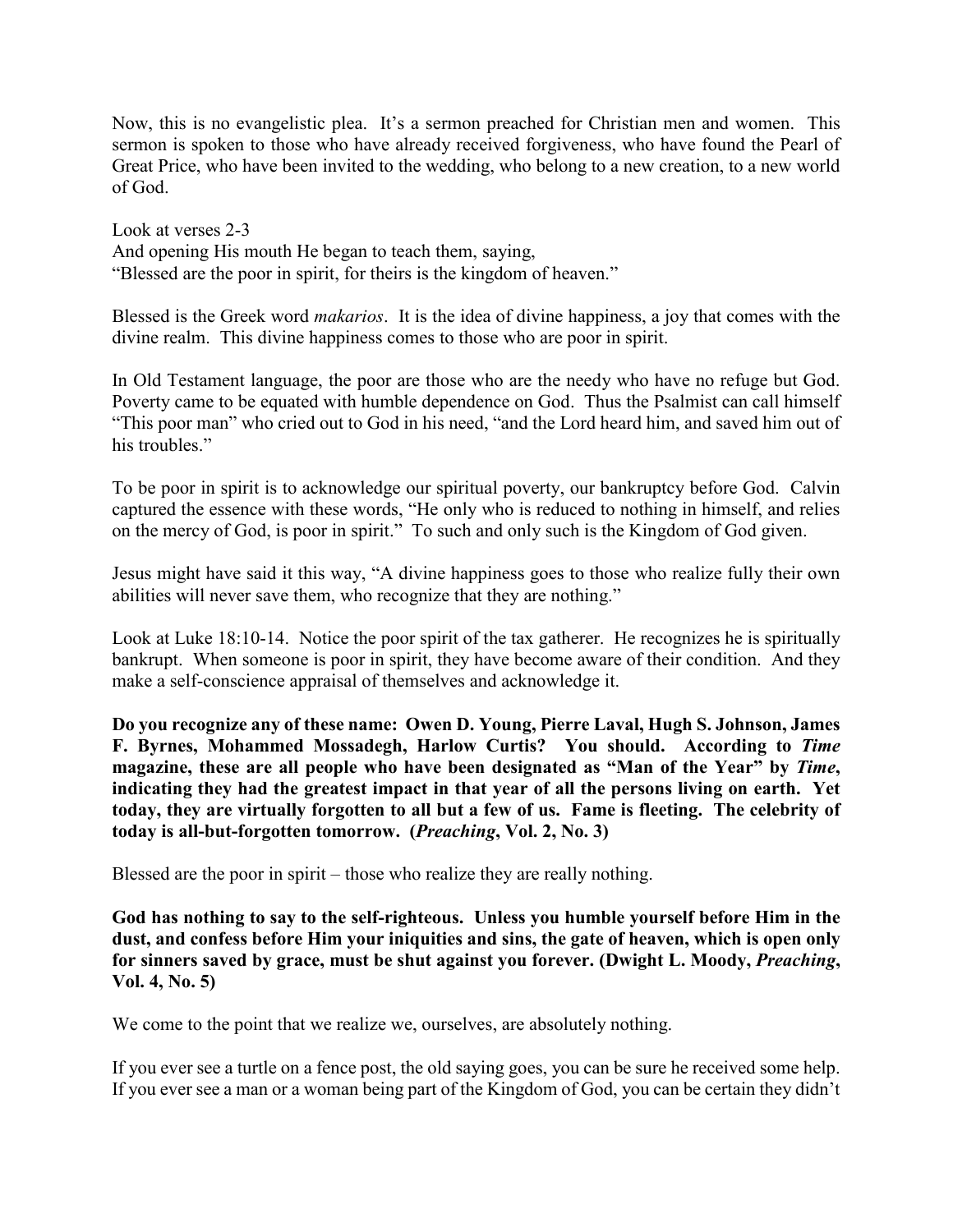Now, this is no evangelistic plea. It's a sermon preached for Christian men and women. This sermon is spoken to those who have already received forgiveness, who have found the Pearl of Great Price, who have been invited to the wedding, who belong to a new creation, to a new world of God.

Look at verses 2-3
And opening His mouth He began to teach them, saying,
"Blessed are the poor in spirit, for theirs is the kingdom of heaven."

Blessed is the Greek word *makarios*. It is the idea of divine happiness, a joy that comes with the divine realm. This divine happiness comes to those who are poor in spirit.

In Old Testament language, the poor are those who are the needy who have no refuge but God. Poverty came to be equated with humble dependence on God. Thus the Psalmist can call himself "This poor man" who cried out to God in his need, "and the Lord heard him, and saved him out of his troubles."

To be poor in spirit is to acknowledge our spiritual poverty, our bankruptcy before God. Calvin captured the essence with these words, "He only who is reduced to nothing in himself, and relies on the mercy of God, is poor in spirit." To such and only such is the Kingdom of God given.

Jesus might have said it this way, "A divine happiness goes to those who realize fully their own abilities will never save them, who recognize that they are nothing."

Look at Luke 18:10-14. Notice the poor spirit of the tax gatherer. He recognizes he is spiritually bankrupt. When someone is poor in spirit, they have become aware of their condition. And they make a self-conscience appraisal of themselves and acknowledge it.

**Do you recognize any of these name: Owen D. Young, Pierre Laval, Hugh S. Johnson, James F. Byrnes, Mohammed Mossadegh, Harlow Curtis? You should. According to *Time* magazine, these are all people who have been designated as "Man of the Year" by *Time*, indicating they had the greatest impact in that year of all the persons living on earth. Yet today, they are virtually forgotten to all but a few of us. Fame is fleeting. The celebrity of today is all-but-forgotten tomorrow. (*Preaching*, Vol. 2, No. 3)**

Blessed are the poor in spirit – those who realize they are really nothing.

**God has nothing to say to the self-righteous. Unless you humble yourself before Him in the dust, and confess before Him your iniquities and sins, the gate of heaven, which is open only for sinners saved by grace, must be shut against you forever. (Dwight L. Moody, *Preaching*, Vol. 4, No. 5)**

We come to the point that we realize we, ourselves, are absolutely nothing.

If you ever see a turtle on a fence post, the old saying goes, you can be sure he received some help. If you ever see a man or a woman being part of the Kingdom of God, you can be certain they didn't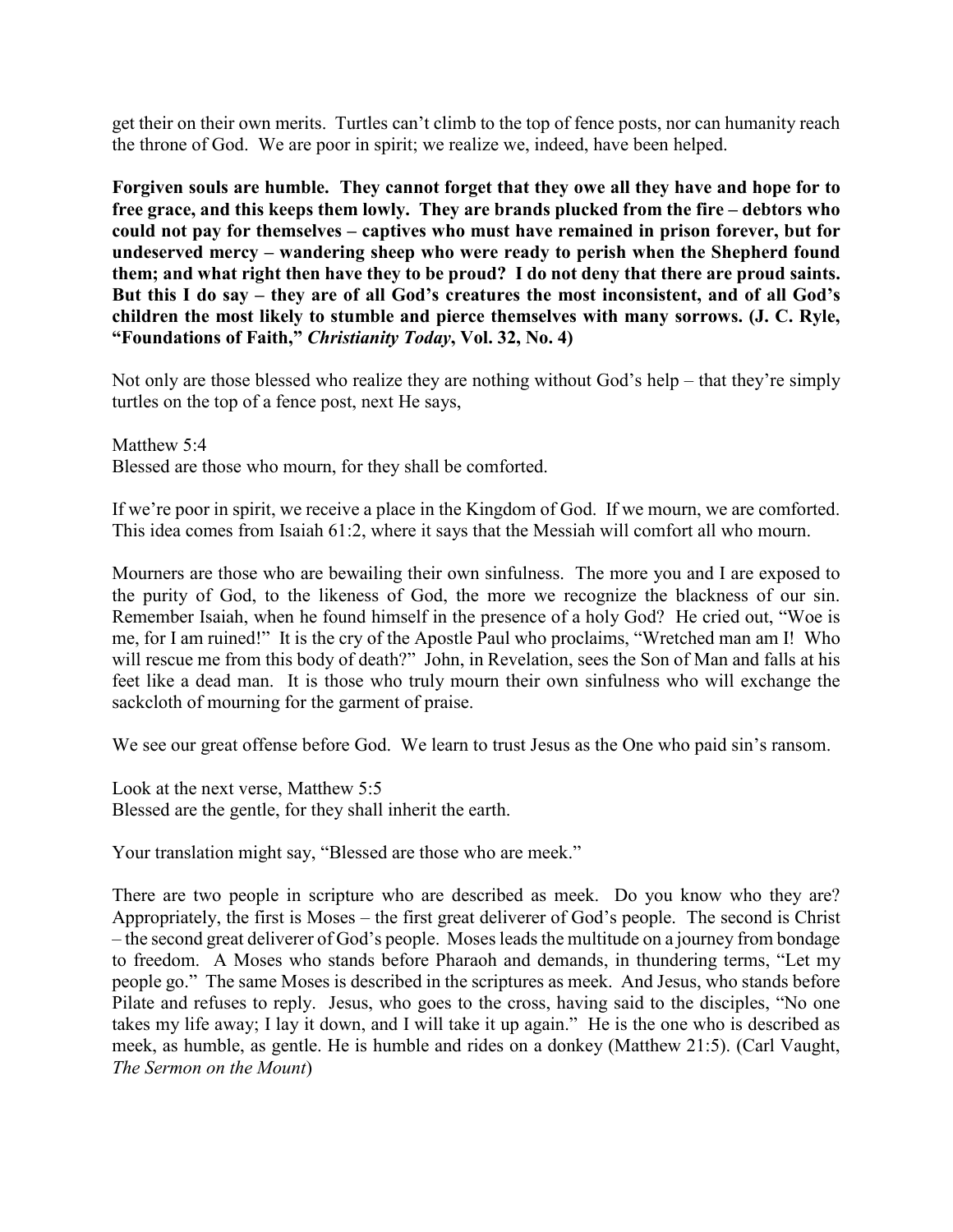get their on their own merits. Turtles can't climb to the top of fence posts, nor can humanity reach the throne of God. We are poor in spirit; we realize we, indeed, have been helped.

**Forgiven souls are humble. They cannot forget that they owe all they have and hope for to free grace, and this keeps them lowly. They are brands plucked from the fire – debtors who could not pay for themselves – captives who must have remained in prison forever, but for undeserved mercy – wandering sheep who were ready to perish when the Shepherd found them; and what right then have they to be proud? I do not deny that there are proud saints. But this I do say – they are of all God's creatures the most inconsistent, and of all God's children the most likely to stumble and pierce themselves with many sorrows. (J. C. Ryle, "Foundations of Faith,"** ***Christianity Today*****, Vol. 32, No. 4)**

Not only are those blessed who realize they are nothing without God's help – that they're simply turtles on the top of a fence post, next He says,

Matthew 5:4
Blessed are those who mourn, for they shall be comforted.

If we're poor in spirit, we receive a place in the Kingdom of God. If we mourn, we are comforted. This idea comes from Isaiah 61:2, where it says that the Messiah will comfort all who mourn.

Mourners are those who are bewailing their own sinfulness. The more you and I are exposed to the purity of God, to the likeness of God, the more we recognize the blackness of our sin. Remember Isaiah, when he found himself in the presence of a holy God? He cried out, "Woe is me, for I am ruined!" It is the cry of the Apostle Paul who proclaims, "Wretched man am I! Who will rescue me from this body of death?" John, in Revelation, sees the Son of Man and falls at his feet like a dead man. It is those who truly mourn their own sinfulness who will exchange the sackcloth of mourning for the garment of praise.

We see our great offense before God. We learn to trust Jesus as the One who paid sin's ransom.

Look at the next verse, Matthew 5:5
Blessed are the gentle, for they shall inherit the earth.

Your translation might say, "Blessed are those who are meek."

There are two people in scripture who are described as meek. Do you know who they are? Appropriately, the first is Moses – the first great deliverer of God's people. The second is Christ – the second great deliverer of God's people. Moses leads the multitude on a journey from bondage to freedom. A Moses who stands before Pharaoh and demands, in thundering terms, "Let my people go." The same Moses is described in the scriptures as meek. And Jesus, who stands before Pilate and refuses to reply. Jesus, who goes to the cross, having said to the disciples, "No one takes my life away; I lay it down, and I will take it up again." He is the one who is described as meek, as humble, as gentle. He is humble and rides on a donkey (Matthew 21:5). (Carl Vaught, *The Sermon on the Mount*)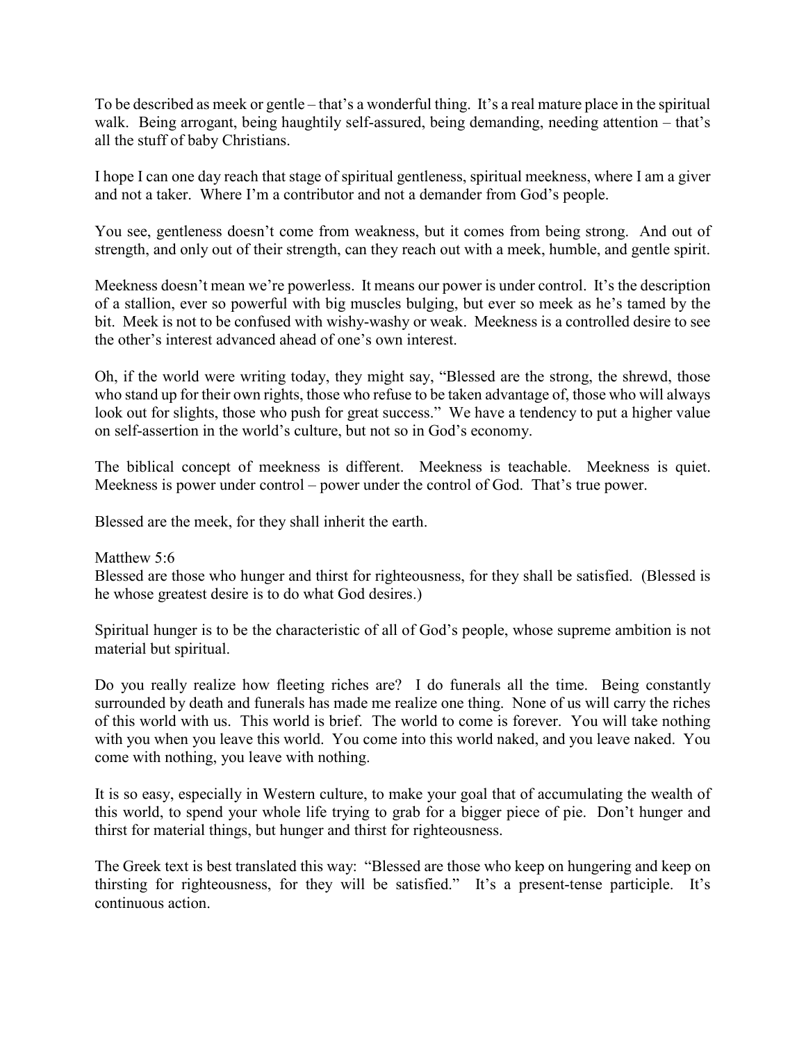To be described as meek or gentle – that's a wonderful thing. It's a real mature place in the spiritual walk. Being arrogant, being haughtily self-assured, being demanding, needing attention – that's all the stuff of baby Christians.

I hope I can one day reach that stage of spiritual gentleness, spiritual meekness, where I am a giver and not a taker. Where I'm a contributor and not a demander from God's people.

You see, gentleness doesn't come from weakness, but it comes from being strong. And out of strength, and only out of their strength, can they reach out with a meek, humble, and gentle spirit.

Meekness doesn't mean we're powerless. It means our power is under control. It's the description of a stallion, ever so powerful with big muscles bulging, but ever so meek as he's tamed by the bit. Meek is not to be confused with wishy-washy or weak. Meekness is a controlled desire to see the other's interest advanced ahead of one's own interest.

Oh, if the world were writing today, they might say, "Blessed are the strong, the shrewd, those who stand up for their own rights, those who refuse to be taken advantage of, those who will always look out for slights, those who push for great success." We have a tendency to put a higher value on self-assertion in the world's culture, but not so in God's economy.

The biblical concept of meekness is different. Meekness is teachable. Meekness is quiet. Meekness is power under control – power under the control of God. That's true power.

Blessed are the meek, for they shall inherit the earth.

Matthew 5:6
Blessed are those who hunger and thirst for righteousness, for they shall be satisfied. (Blessed is he whose greatest desire is to do what God desires.)

Spiritual hunger is to be the characteristic of all of God's people, whose supreme ambition is not material but spiritual.

Do you really realize how fleeting riches are? I do funerals all the time. Being constantly surrounded by death and funerals has made me realize one thing. None of us will carry the riches of this world with us. This world is brief. The world to come is forever. You will take nothing with you when you leave this world. You come into this world naked, and you leave naked. You come with nothing, you leave with nothing.

It is so easy, especially in Western culture, to make your goal that of accumulating the wealth of this world, to spend your whole life trying to grab for a bigger piece of pie. Don't hunger and thirst for material things, but hunger and thirst for righteousness.

The Greek text is best translated this way: "Blessed are those who keep on hungering and keep on thirsting for righteousness, for they will be satisfied." It's a present-tense participle. It's continuous action.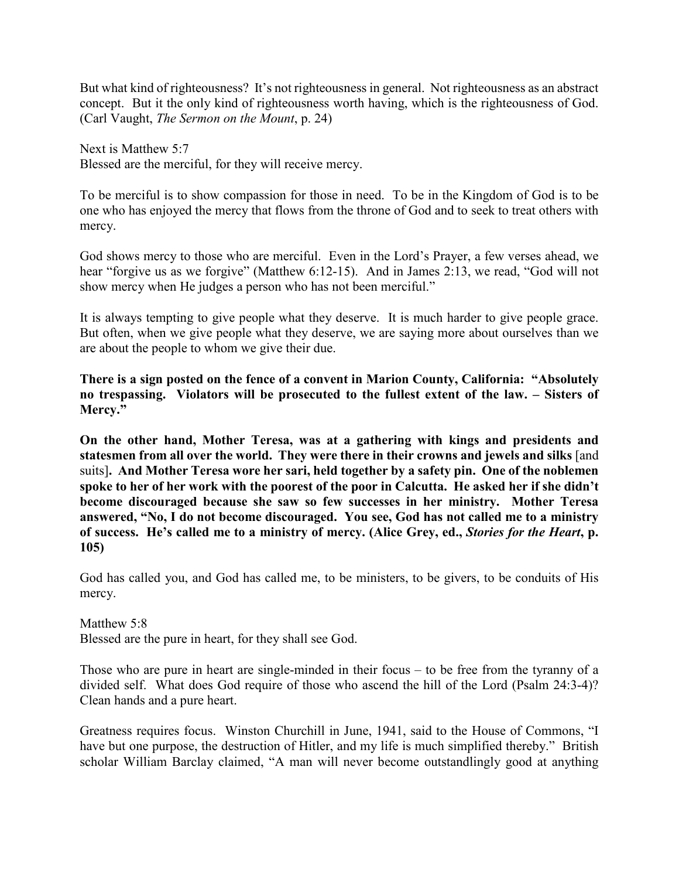But what kind of righteousness? It's not righteousness in general. Not righteousness as an abstract concept. But it the only kind of righteousness worth having, which is the righteousness of God. (Carl Vaught, *The Sermon on the Mount*, p. 24)

Next is Matthew 5:7
Blessed are the merciful, for they will receive mercy.

To be merciful is to show compassion for those in need. To be in the Kingdom of God is to be one who has enjoyed the mercy that flows from the throne of God and to seek to treat others with mercy.

God shows mercy to those who are merciful. Even in the Lord's Prayer, a few verses ahead, we hear "forgive us as we forgive" (Matthew 6:12-15). And in James 2:13, we read, "God will not show mercy when He judges a person who has not been merciful."

It is always tempting to give people what they deserve. It is much harder to give people grace. But often, when we give people what they deserve, we are saying more about ourselves than we are about the people to whom we give their due.

**There is a sign posted on the fence of a convent in Marion County, California: "Absolutely no trespassing. Violators will be prosecuted to the fullest extent of the law. – Sisters of Mercy."**

**On the other hand, Mother Teresa, was at a gathering with kings and presidents and statesmen from all over the world. They were there in their crowns and jewels and silks** [and suits]**. And Mother Teresa wore her sari, held together by a safety pin. One of the noblemen spoke to her of her work with the poorest of the poor in Calcutta. He asked her if she didn't become discouraged because she saw so few successes in her ministry. Mother Teresa answered, "No, I do not become discouraged. You see, God has not called me to a ministry of success. He's called me to a ministry of mercy. (Alice Grey, ed., *Stories for the Heart*, p. 105)**

God has called you, and God has called me, to be ministers, to be givers, to be conduits of His mercy.

Matthew 5:8
Blessed are the pure in heart, for they shall see God.

Those who are pure in heart are single-minded in their focus – to be free from the tyranny of a divided self. What does God require of those who ascend the hill of the Lord (Psalm 24:3-4)? Clean hands and a pure heart.

Greatness requires focus. Winston Churchill in June, 1941, said to the House of Commons, "I have but one purpose, the destruction of Hitler, and my life is much simplified thereby." British scholar William Barclay claimed, "A man will never become outstandlingly good at anything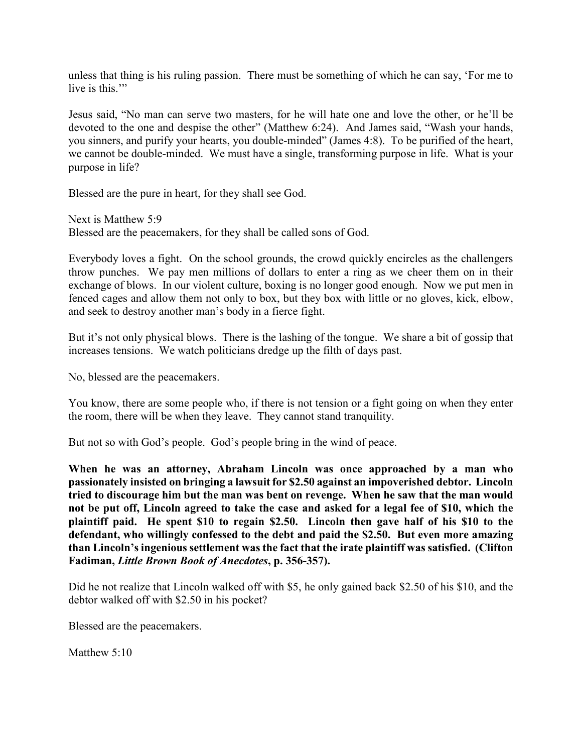unless that thing is his ruling passion. There must be something of which he can say, 'For me to live is this.'"

Jesus said, "No man can serve two masters, for he will hate one and love the other, or he'll be devoted to the one and despise the other" (Matthew 6:24). And James said, "Wash your hands, you sinners, and purify your hearts, you double-minded" (James 4:8). To be purified of the heart, we cannot be double-minded. We must have a single, transforming purpose in life. What is your purpose in life?

Blessed are the pure in heart, for they shall see God.

Next is Matthew 5:9
Blessed are the peacemakers, for they shall be called sons of God.

Everybody loves a fight. On the school grounds, the crowd quickly encircles as the challengers throw punches. We pay men millions of dollars to enter a ring as we cheer them on in their exchange of blows. In our violent culture, boxing is no longer good enough. Now we put men in fenced cages and allow them not only to box, but they box with little or no gloves, kick, elbow, and seek to destroy another man's body in a fierce fight.

But it's not only physical blows. There is the lashing of the tongue. We share a bit of gossip that increases tensions. We watch politicians dredge up the filth of days past.

No, blessed are the peacemakers.

You know, there are some people who, if there is not tension or a fight going on when they enter the room, there will be when they leave. They cannot stand tranquility.

But not so with God's people. God's people bring in the wind of peace.

**When he was an attorney, Abraham Lincoln was once approached by a man who passionately insisted on bringing a lawsuit for $2.50 against an impoverished debtor. Lincoln tried to discourage him but the man was bent on revenge. When he saw that the man would not be put off, Lincoln agreed to take the case and asked for a legal fee of $10, which the plaintiff paid. He spent $10 to regain $2.50. Lincoln then gave half of his $10 to the defendant, who willingly confessed to the debt and paid the $2.50. But even more amazing than Lincoln's ingenious settlement was the fact that the irate plaintiff was satisfied. (Clifton Fadiman, *Little Brown Book of Anecdotes*, p. 356-357).**

Did he not realize that Lincoln walked off with $5, he only gained back $2.50 of his $10, and the debtor walked off with $2.50 in his pocket?

Blessed are the peacemakers.

Matthew 5:10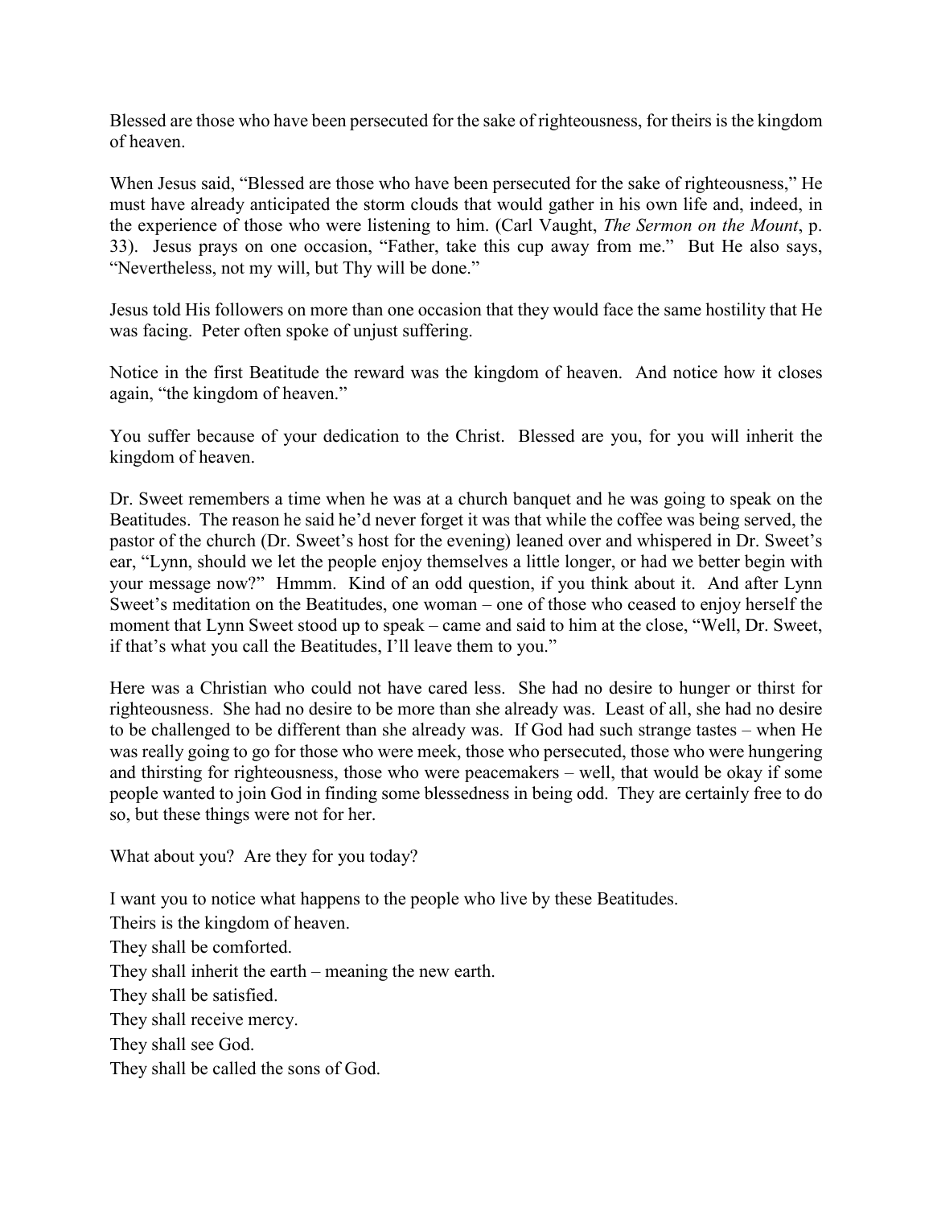Blessed are those who have been persecuted for the sake of righteousness, for theirs is the kingdom of heaven.

When Jesus said, "Blessed are those who have been persecuted for the sake of righteousness," He must have already anticipated the storm clouds that would gather in his own life and, indeed, in the experience of those who were listening to him. (Carl Vaught, *The Sermon on the Mount*, p. 33). Jesus prays on one occasion, "Father, take this cup away from me." But He also says, "Nevertheless, not my will, but Thy will be done."

Jesus told His followers on more than one occasion that they would face the same hostility that He was facing. Peter often spoke of unjust suffering.

Notice in the first Beatitude the reward was the kingdom of heaven. And notice how it closes again, "the kingdom of heaven."

You suffer because of your dedication to the Christ. Blessed are you, for you will inherit the kingdom of heaven.

Dr. Sweet remembers a time when he was at a church banquet and he was going to speak on the Beatitudes. The reason he said he'd never forget it was that while the coffee was being served, the pastor of the church (Dr. Sweet's host for the evening) leaned over and whispered in Dr. Sweet's ear, "Lynn, should we let the people enjoy themselves a little longer, or had we better begin with your message now?" Hmmm. Kind of an odd question, if you think about it. And after Lynn Sweet's meditation on the Beatitudes, one woman – one of those who ceased to enjoy herself the moment that Lynn Sweet stood up to speak – came and said to him at the close, "Well, Dr. Sweet, if that's what you call the Beatitudes, I'll leave them to you."

Here was a Christian who could not have cared less. She had no desire to hunger or thirst for righteousness. She had no desire to be more than she already was. Least of all, she had no desire to be challenged to be different than she already was. If God had such strange tastes – when He was really going to go for those who were meek, those who persecuted, those who were hungering and thirsting for righteousness, those who were peacemakers – well, that would be okay if some people wanted to join God in finding some blessedness in being odd. They are certainly free to do so, but these things were not for her.

What about you? Are they for you today?

I want you to notice what happens to the people who live by these Beatitudes.
Theirs is the kingdom of heaven.
They shall be comforted.
They shall inherit the earth – meaning the new earth.
They shall be satisfied.
They shall receive mercy.
They shall see God.
They shall be called the sons of God.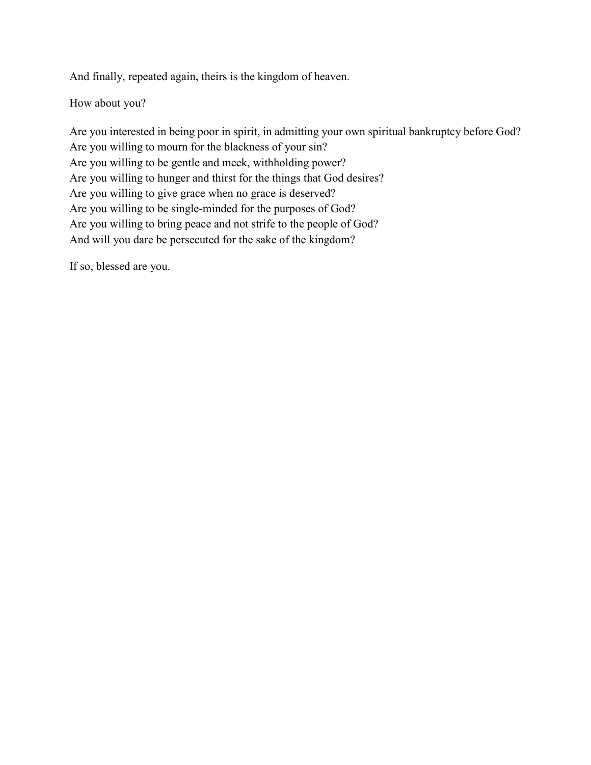And finally, repeated again, theirs is the kingdom of heaven.

How about you?

Are you interested in being poor in spirit, in admitting your own spiritual bankruptcy before God?
Are you willing to mourn for the blackness of your sin?
Are you willing to be gentle and meek, withholding power?
Are you willing to hunger and thirst for the things that God desires?
Are you willing to give grace when no grace is deserved?
Are you willing to be single-minded for the purposes of God?
Are you willing to bring peace and not strife to the people of God?
And will you dare be persecuted for the sake of the kingdom?

If so, blessed are you.